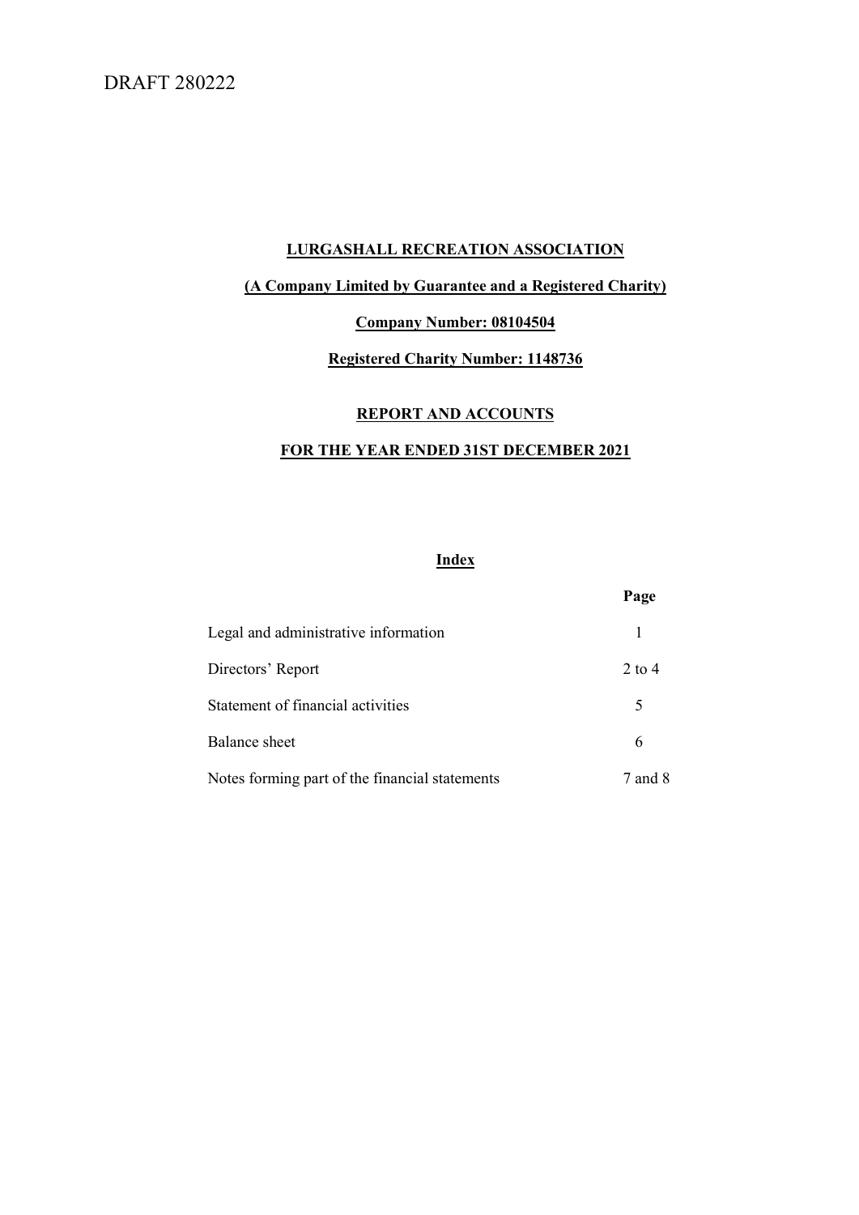DRAFT 280222

# LURGASHALL RECREATION ASSOCIATION

**(A Company Limited by Guarantee and a Registered Charity)**

**Company Number: 08104504**

**Registered Charity Number: 1148736**

## REPORT AND ACCOUNTS

## FOR THE YEAR ENDED 31ST DECEMBER 2021

### Index

| | Page |
|---|---|
| Legal and administrative information | 1 |
| Directors' Report | 2 to 4 |
| Statement of financial activities | 5 |
| Balance sheet | 6 |
| Notes forming part of the financial statements | 7 and 8 |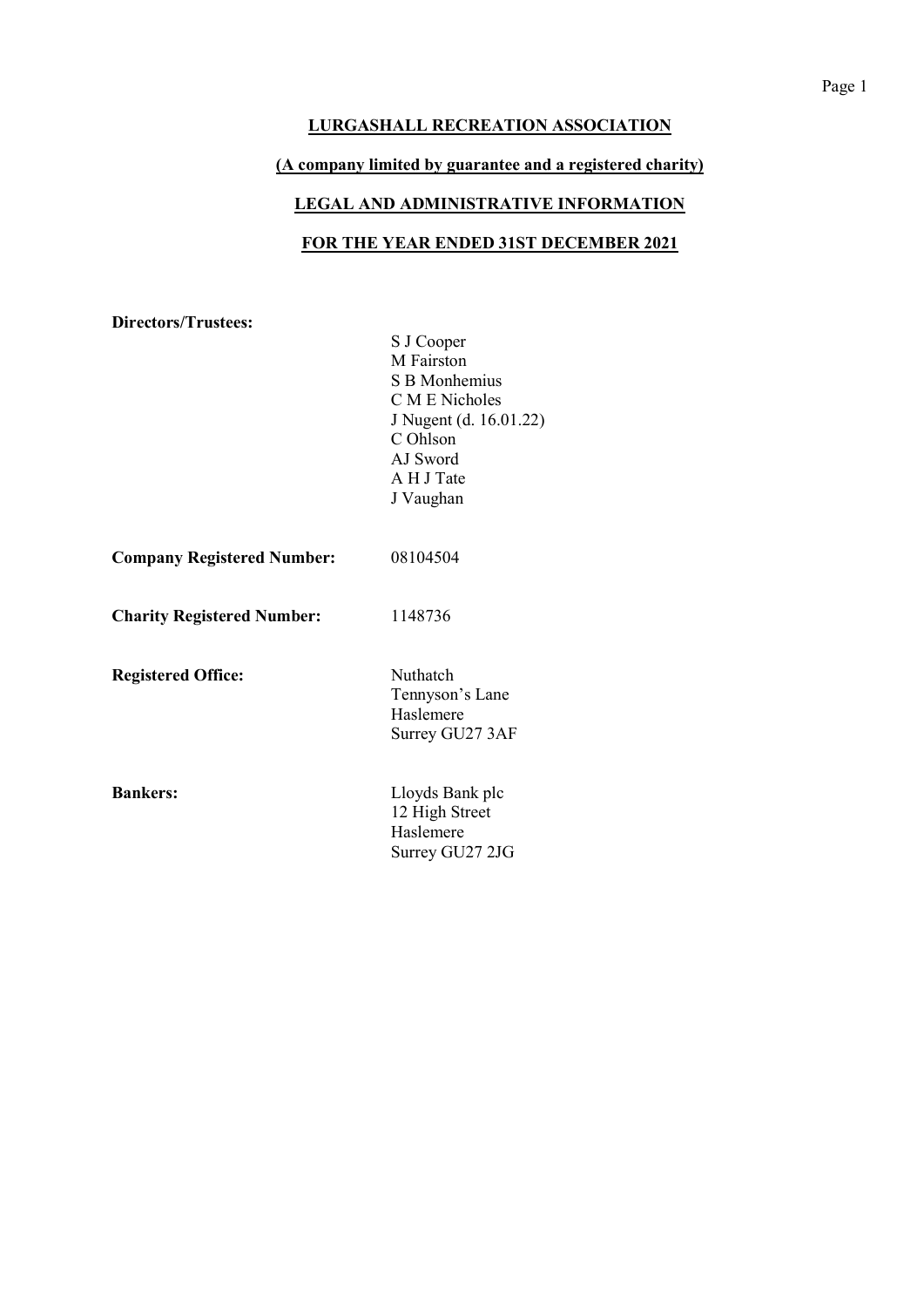# LURGASHALL RECREATION ASSOCIATION

## (A company limited by guarantee and a registered charity)

## LEGAL AND ADMINISTRATIVE INFORMATION

## FOR THE YEAR ENDED 31ST DECEMBER 2021

**Directors/Trustees:**

S J Cooper
M Fairston
S B Monhemius
C M E Nicholes
J Nugent (d. 16.01.22)
C Ohlson
AJ Sword
A H J Tate
J Vaughan

**Company Registered Number:** 08104504

**Charity Registered Number:** 1148736

**Registered Office:**

Nuthatch
Tennyson's Lane
Haslemere
Surrey GU27 3AF

**Bankers:**

Lloyds Bank plc
12 High Street
Haslemere
Surrey GU27 2JG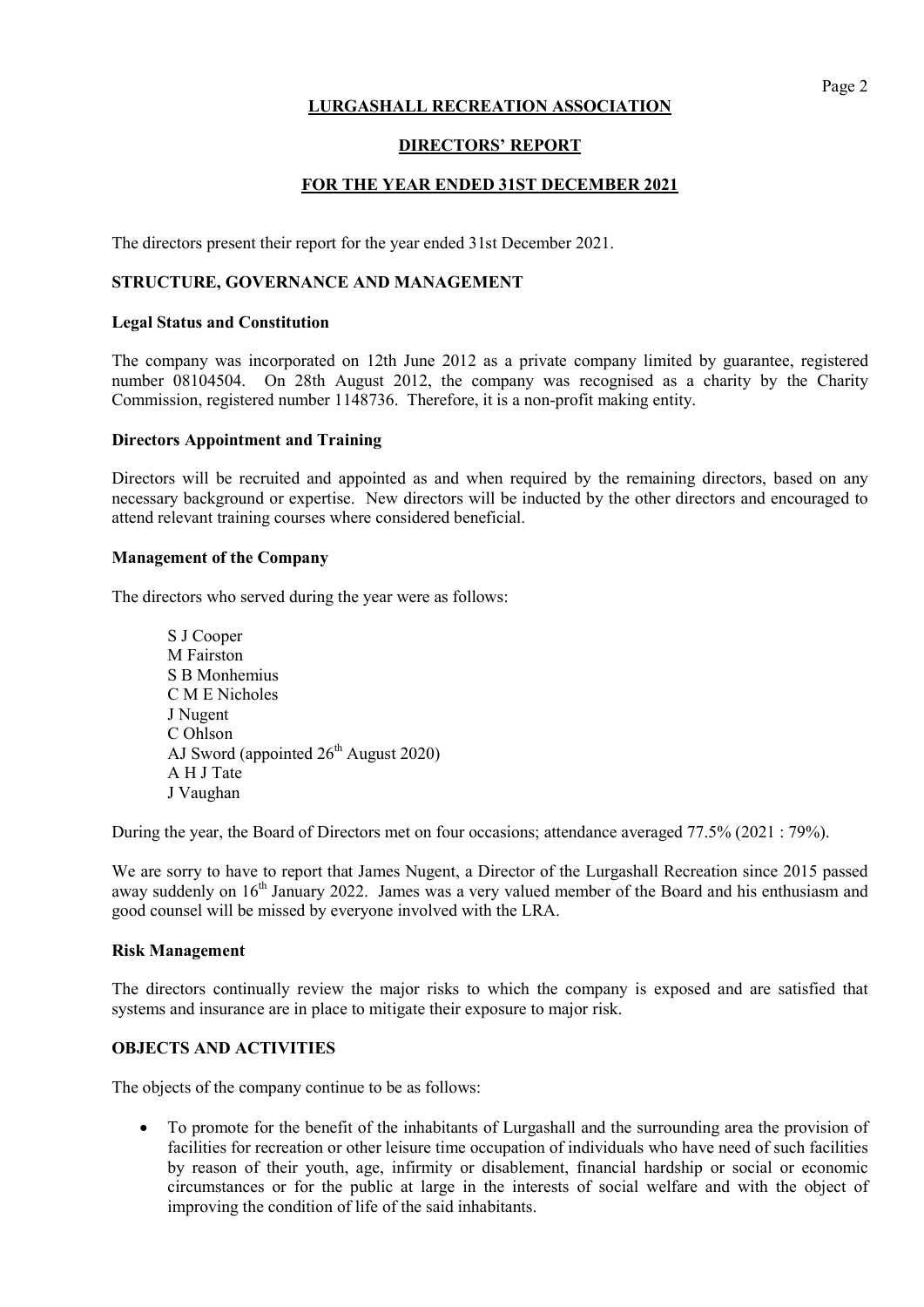# LURGASHALL RECREATION ASSOCIATION

## DIRECTORS' REPORT

## FOR THE YEAR ENDED 31ST DECEMBER 2021

The directors present their report for the year ended 31st December 2021.

### STRUCTURE, GOVERNANCE AND MANAGEMENT

**Legal Status and Constitution**

The company was incorporated on 12th June 2012 as a private company limited by guarantee, registered number 08104504. On 28th August 2012, the company was recognised as a charity by the Charity Commission, registered number 1148736. Therefore, it is a non-profit making entity.

**Directors Appointment and Training**

Directors will be recruited and appointed as and when required by the remaining directors, based on any necessary background or expertise. New directors will be inducted by the other directors and encouraged to attend relevant training courses where considered beneficial.

**Management of the Company**

The directors who served during the year were as follows:

S J Cooper
M Fairston
S B Monhemius
C M E Nicholes
J Nugent
C Ohlson
AJ Sword (appointed 26th August 2020)
A H J Tate
J Vaughan

During the year, the Board of Directors met on four occasions; attendance averaged 77.5% (2021 : 79%).

We are sorry to have to report that James Nugent, a Director of the Lurgashall Recreation since 2015 passed away suddenly on 16th January 2022. James was a very valued member of the Board and his enthusiasm and good counsel will be missed by everyone involved with the LRA.

**Risk Management**

The directors continually review the major risks to which the company is exposed and are satisfied that systems and insurance are in place to mitigate their exposure to major risk.

### OBJECTS AND ACTIVITIES

The objects of the company continue to be as follows:

- To promote for the benefit of the inhabitants of Lurgashall and the surrounding area the provision of facilities for recreation or other leisure time occupation of individuals who have need of such facilities by reason of their youth, age, infirmity or disablement, financial hardship or social or economic circumstances or for the public at large in the interests of social welfare and with the object of improving the condition of life of the said inhabitants.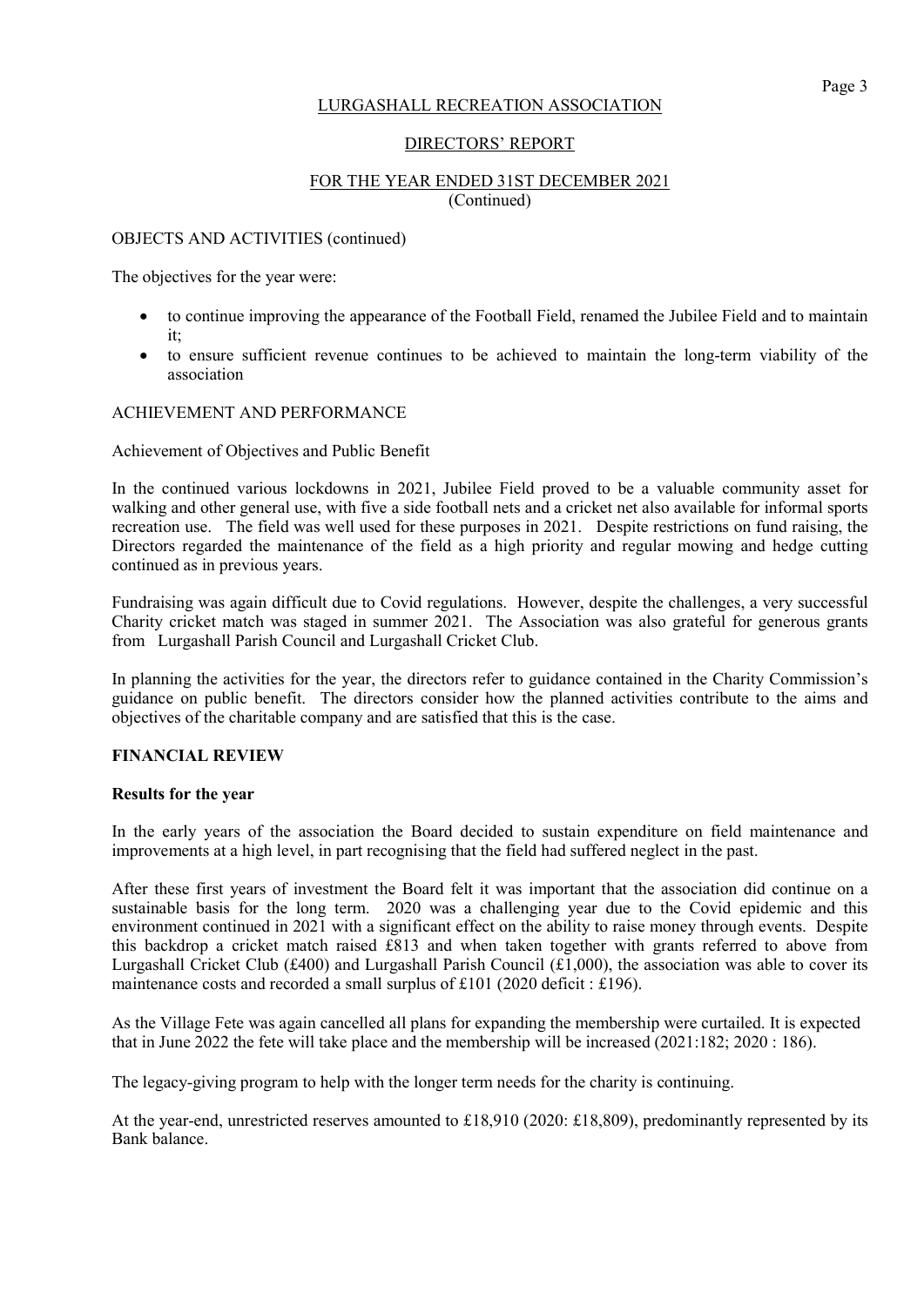LURGASHALL RECREATION ASSOCIATION

DIRECTORS' REPORT

FOR THE YEAR ENDED 31ST DECEMBER 2021
(Continued)

OBJECTS AND ACTIVITIES (continued)

The objectives for the year were:

- to continue improving the appearance of the Football Field, renamed the Jubilee Field and to maintain it;
- to ensure sufficient revenue continues to be achieved to maintain the long-term viability of the association

ACHIEVEMENT AND PERFORMANCE

Achievement of Objectives and Public Benefit

In the continued various lockdowns in 2021, Jubilee Field proved to be a valuable community asset for walking and other general use, with five a side football nets and a cricket net also available for informal sports recreation use. The field was well used for these purposes in 2021. Despite restrictions on fund raising, the Directors regarded the maintenance of the field as a high priority and regular mowing and hedge cutting continued as in previous years.

Fundraising was again difficult due to Covid regulations. However, despite the challenges, a very successful Charity cricket match was staged in summer 2021. The Association was also grateful for generous grants from Lurgashall Parish Council and Lurgashall Cricket Club.

In planning the activities for the year, the directors refer to guidance contained in the Charity Commission's guidance on public benefit. The directors consider how the planned activities contribute to the aims and objectives of the charitable company and are satisfied that this is the case.

**FINANCIAL REVIEW**

**Results for the year**

In the early years of the association the Board decided to sustain expenditure on field maintenance and improvements at a high level, in part recognising that the field had suffered neglect in the past.

After these first years of investment the Board felt it was important that the association did continue on a sustainable basis for the long term. 2020 was a challenging year due to the Covid epidemic and this environment continued in 2021 with a significant effect on the ability to raise money through events. Despite this backdrop a cricket match raised £813 and when taken together with grants referred to above from Lurgashall Cricket Club (£400) and Lurgashall Parish Council (£1,000), the association was able to cover its maintenance costs and recorded a small surplus of £101 (2020 deficit : £196).

As the Village Fete was again cancelled all plans for expanding the membership were curtailed. It is expected that in June 2022 the fete will take place and the membership will be increased (2021:182; 2020 : 186).

The legacy-giving program to help with the longer term needs for the charity is continuing.

At the year-end, unrestricted reserves amounted to £18,910 (2020: £18,809), predominantly represented by its Bank balance.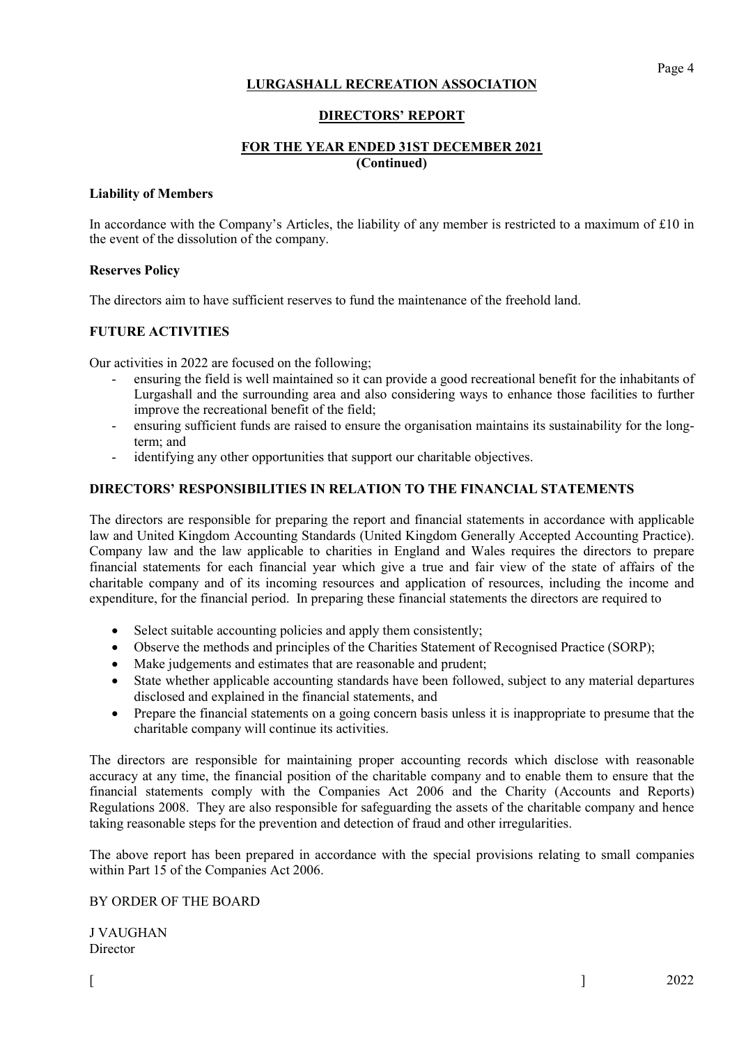# LURGASHALL RECREATION ASSOCIATION

## DIRECTORS' REPORT

## FOR THE YEAR ENDED 31ST DECEMBER 2021
**(Continued)**

**Liability of Members**

In accordance with the Company's Articles, the liability of any member is restricted to a maximum of £10 in the event of the dissolution of the company.

**Reserves Policy**

The directors aim to have sufficient reserves to fund the maintenance of the freehold land.

**FUTURE ACTIVITIES**

Our activities in 2022 are focused on the following;

- ensuring the field is well maintained so it can provide a good recreational benefit for the inhabitants of Lurgashall and the surrounding area and also considering ways to enhance those facilities to further improve the recreational benefit of the field;
- ensuring sufficient funds are raised to ensure the organisation maintains its sustainability for the long-term; and
- identifying any other opportunities that support our charitable objectives.

**DIRECTORS' RESPONSIBILITIES IN RELATION TO THE FINANCIAL STATEMENTS**

The directors are responsible for preparing the report and financial statements in accordance with applicable law and United Kingdom Accounting Standards (United Kingdom Generally Accepted Accounting Practice). Company law and the law applicable to charities in England and Wales requires the directors to prepare financial statements for each financial year which give a true and fair view of the state of affairs of the charitable company and of its incoming resources and application of resources, including the income and expenditure, for the financial period. In preparing these financial statements the directors are required to

- Select suitable accounting policies and apply them consistently;
- Observe the methods and principles of the Charities Statement of Recognised Practice (SORP);
- Make judgements and estimates that are reasonable and prudent;
- State whether applicable accounting standards have been followed, subject to any material departures disclosed and explained in the financial statements, and
- Prepare the financial statements on a going concern basis unless it is inappropriate to presume that the charitable company will continue its activities.

The directors are responsible for maintaining proper accounting records which disclose with reasonable accuracy at any time, the financial position of the charitable company and to enable them to ensure that the financial statements comply with the Companies Act 2006 and the Charity (Accounts and Reports) Regulations 2008. They are also responsible for safeguarding the assets of the charitable company and hence taking reasonable steps for the prevention and detection of fraud and other irregularities.

The above report has been prepared in accordance with the special provisions relating to small companies within Part 15 of the Companies Act 2006.

BY ORDER OF THE BOARD

J VAUGHAN
Director

[ ] 2022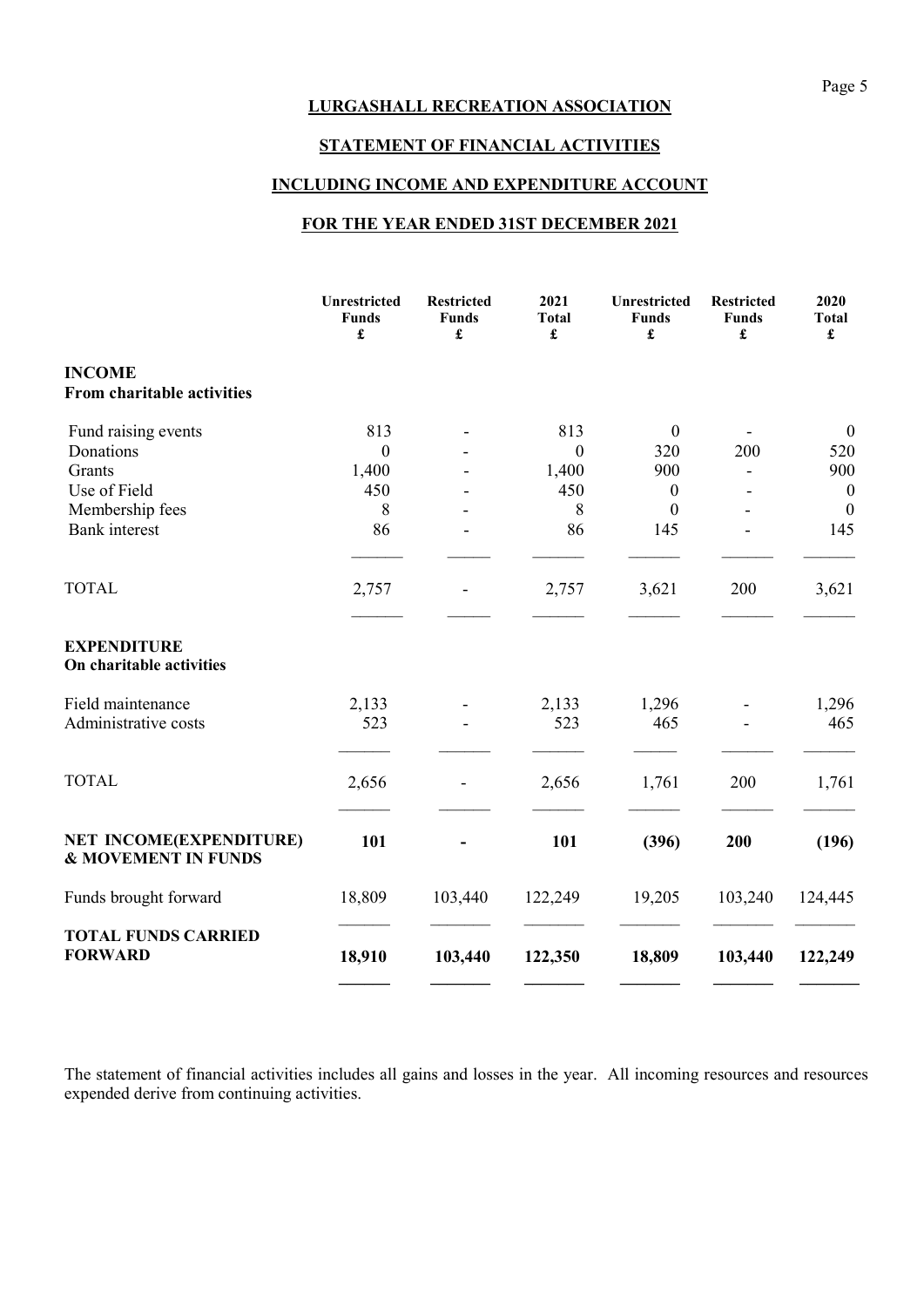# LURGASHALL RECREATION ASSOCIATION

## STATEMENT OF FINANCIAL ACTIVITIES

## INCLUDING INCOME AND EXPENDITURE ACCOUNT

## FOR THE YEAR ENDED 31ST DECEMBER 2021

| | Unrestricted Funds £ | Restricted Funds £ | 2021 Total £ | Unrestricted Funds £ | Restricted Funds £ | 2020 Total £ |
|---|---|---|---|---|---|---|
| **INCOME** | | | | | | |
| **From charitable activities** | | | | | | |
| Fund raising events | 813 | - | 813 | 0 | - | 0 |
| Donations | 0 | - | 0 | 320 | 200 | 520 |
| Grants | 1,400 | - | 1,400 | 900 | - | 900 |
| Use of Field | 450 | - | 450 | 0 | - | 0 |
| Membership fees | 8 | - | 8 | 0 | - | 0 |
| Bank interest | 86 | - | 86 | 145 | - | 145 |
| TOTAL | 2,757 | - | 2,757 | 3,621 | 200 | 3,621 |
| **EXPENDITURE** | | | | | | |
| **On charitable activities** | | | | | | |
| Field maintenance | 2,133 | - | 2,133 | 1,296 | - | 1,296 |
| Administrative costs | 523 | - | 523 | 465 | - | 465 |
| TOTAL | 2,656 | - | 2,656 | 1,761 | 200 | 1,761 |
| **NET INCOME(EXPENDITURE) & MOVEMENT IN FUNDS** | **101** | **-** | **101** | **(396)** | **200** | **(196)** |
| Funds brought forward | 18,809 | 103,440 | 122,249 | 19,205 | 103,240 | 124,445 |
| **TOTAL FUNDS CARRIED FORWARD** | **18,910** | **103,440** | **122,350** | **18,809** | **103,440** | **122,249** |

The statement of financial activities includes all gains and losses in the year. All incoming resources and resources expended derive from continuing activities.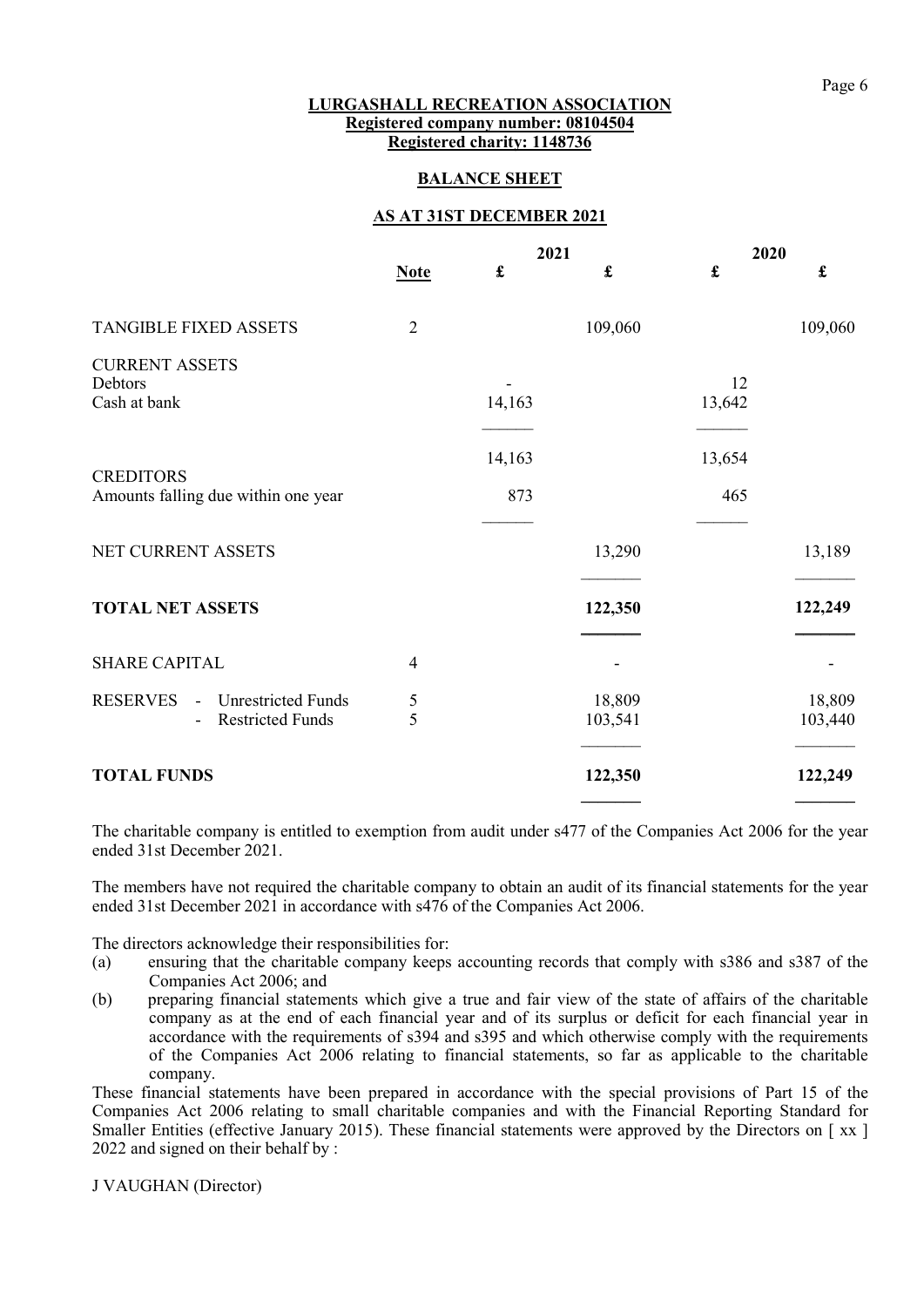**LURGASHALL RECREATION ASSOCIATION**
**Registered company number: 08104504**
**Registered charity: 1148736**

**BALANCE SHEET**

**AS AT 31ST DECEMBER 2021**

| | Note | 2021 £ | 2021 £ | 2020 £ | 2020 £ |
|---|---|---|---|---|---|
| TANGIBLE FIXED ASSETS | 2 | | 109,060 | | 109,060 |
| CURRENT ASSETS | | | | | |
| Debtors | | - | | 12 | |
| Cash at bank | | 14,163 | | 13,642 | |
| | | 14,163 | | 13,654 | |
| CREDITORS | | | | | |
| Amounts falling due within one year | | 873 | | 465 | |
| NET CURRENT ASSETS | | | 13,290 | | 13,189 |
| **TOTAL NET ASSETS** | | | **122,350** | | **122,249** |
| SHARE CAPITAL | 4 | | - | | - |
| RESERVES - Unrestricted Funds | 5 | | 18,809 | | 18,809 |
| - Restricted Funds | 5 | | 103,541 | | 103,440 |
| **TOTAL FUNDS** | | | **122,350** | | **122,249** |

The charitable company is entitled to exemption from audit under s477 of the Companies Act 2006 for the year ended 31st December 2021.

The members have not required the charitable company to obtain an audit of its financial statements for the year ended 31st December 2021 in accordance with s476 of the Companies Act 2006.

The directors acknowledge their responsibilities for:

(a) ensuring that the charitable company keeps accounting records that comply with s386 and s387 of the Companies Act 2006; and

(b) preparing financial statements which give a true and fair view of the state of affairs of the charitable company as at the end of each financial year and of its surplus or deficit for each financial year in accordance with the requirements of s394 and s395 and which otherwise comply with the requirements of the Companies Act 2006 relating to financial statements, so far as applicable to the charitable company.

These financial statements have been prepared in accordance with the special provisions of Part 15 of the Companies Act 2006 relating to small charitable companies and with the Financial Reporting Standard for Smaller Entities (effective January 2015). These financial statements were approved by the Directors on [ xx ] 2022 and signed on their behalf by :

J VAUGHAN (Director)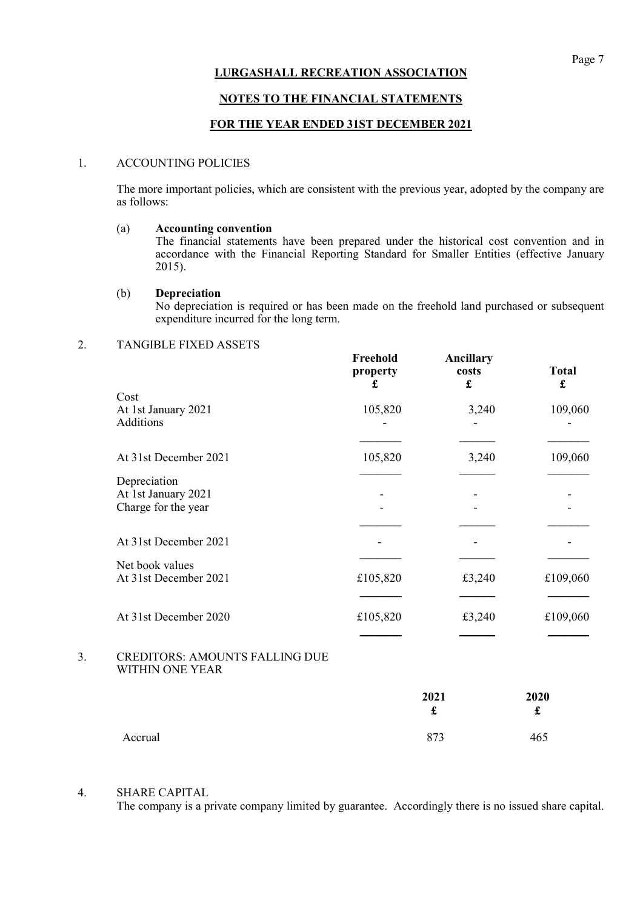# LURGASHALL RECREATION ASSOCIATION

## NOTES TO THE FINANCIAL STATEMENTS

## FOR THE YEAR ENDED 31ST DECEMBER 2021

1. ACCOUNTING POLICIES

   The more important policies, which are consistent with the previous year, adopted by the company are as follows:

   (a) **Accounting convention**
   The financial statements have been prepared under the historical cost convention and in accordance with the Financial Reporting Standard for Smaller Entities (effective January 2015).

   (b) **Depreciation**
   No depreciation is required or has been made on the freehold land purchased or subsequent expenditure incurred for the long term.

2. TANGIBLE FIXED ASSETS

| | **Freehold property £** | **Ancillary costs £** | **Total £** |
|---|---|---|---|
| Cost | | | |
| At 1st January 2021 | 105,820 | 3,240 | 109,060 |
| Additions | - | - | - |
| At 31st December 2021 | 105,820 | 3,240 | 109,060 |
| Depreciation | | | |
| At 1st January 2021 | - | - | - |
| Charge for the year | - | - | - |
| At 31st December 2021 | - | - | - |
| Net book values | | | |
| At 31st December 2021 | £105,820 | £3,240 | £109,060 |
| At 31st December 2020 | £105,820 | £3,240 | £109,060 |

3. CREDITORS: AMOUNTS FALLING DUE WITHIN ONE YEAR

| | **2021 £** | **2020 £** |
|---|---|---|
| Accrual | 873 | 465 |

4. SHARE CAPITAL
   The company is a private company limited by guarantee. Accordingly there is no issued share capital.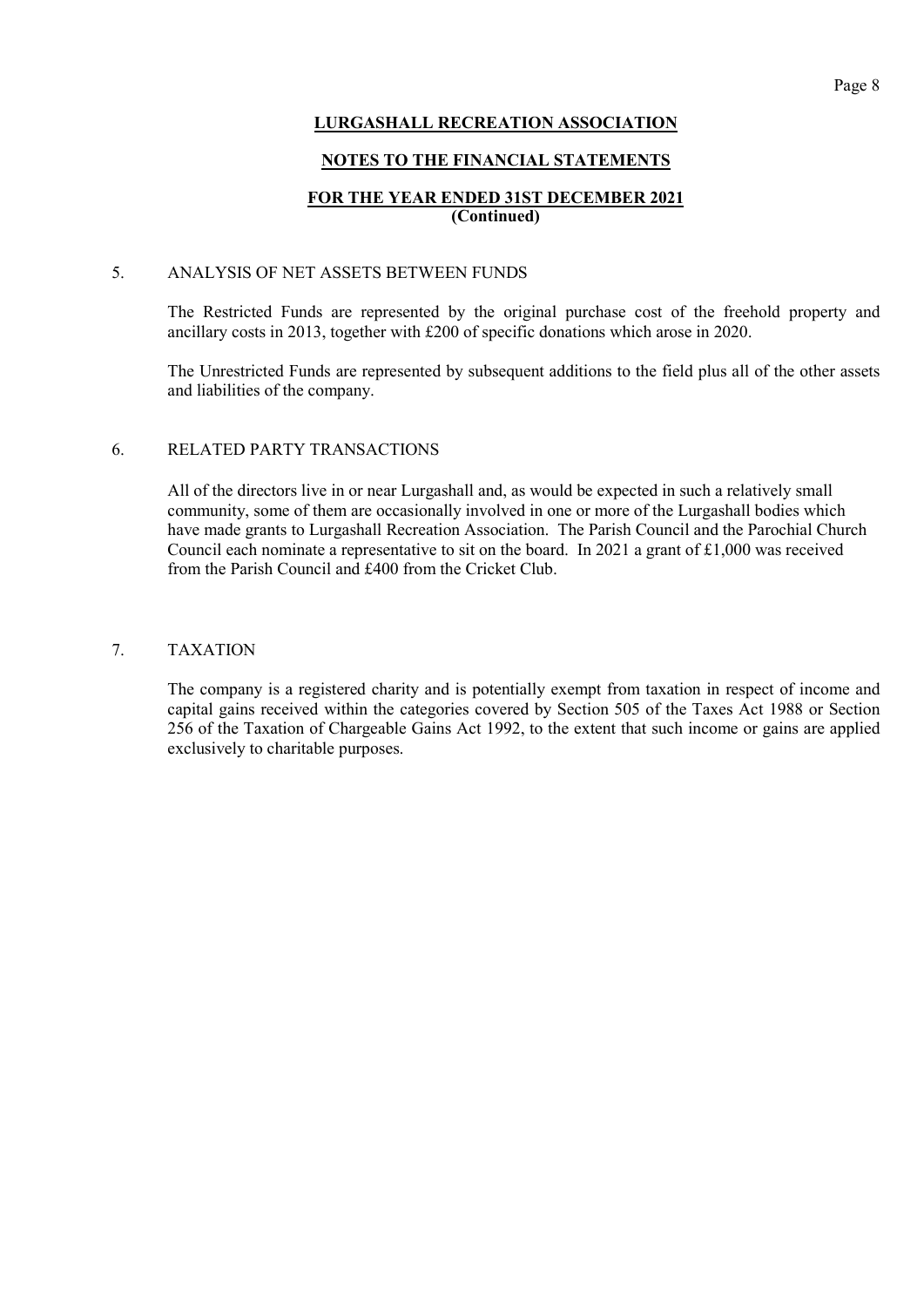**LURGASHALL RECREATION ASSOCIATION**

**NOTES TO THE FINANCIAL STATEMENTS**

**FOR THE YEAR ENDED 31ST DECEMBER 2021**
**(Continued)**

5. ANALYSIS OF NET ASSETS BETWEEN FUNDS

The Restricted Funds are represented by the original purchase cost of the freehold property and ancillary costs in 2013, together with £200 of specific donations which arose in 2020.

The Unrestricted Funds are represented by subsequent additions to the field plus all of the other assets and liabilities of the company.

6. RELATED PARTY TRANSACTIONS

All of the directors live in or near Lurgashall and, as would be expected in such a relatively small community, some of them are occasionally involved in one or more of the Lurgashall bodies which have made grants to Lurgashall Recreation Association. The Parish Council and the Parochial Church Council each nominate a representative to sit on the board. In 2021 a grant of £1,000 was received from the Parish Council and £400 from the Cricket Club.

7. TAXATION

The company is a registered charity and is potentially exempt from taxation in respect of income and capital gains received within the categories covered by Section 505 of the Taxes Act 1988 or Section 256 of the Taxation of Chargeable Gains Act 1992, to the extent that such income or gains are applied exclusively to charitable purposes.